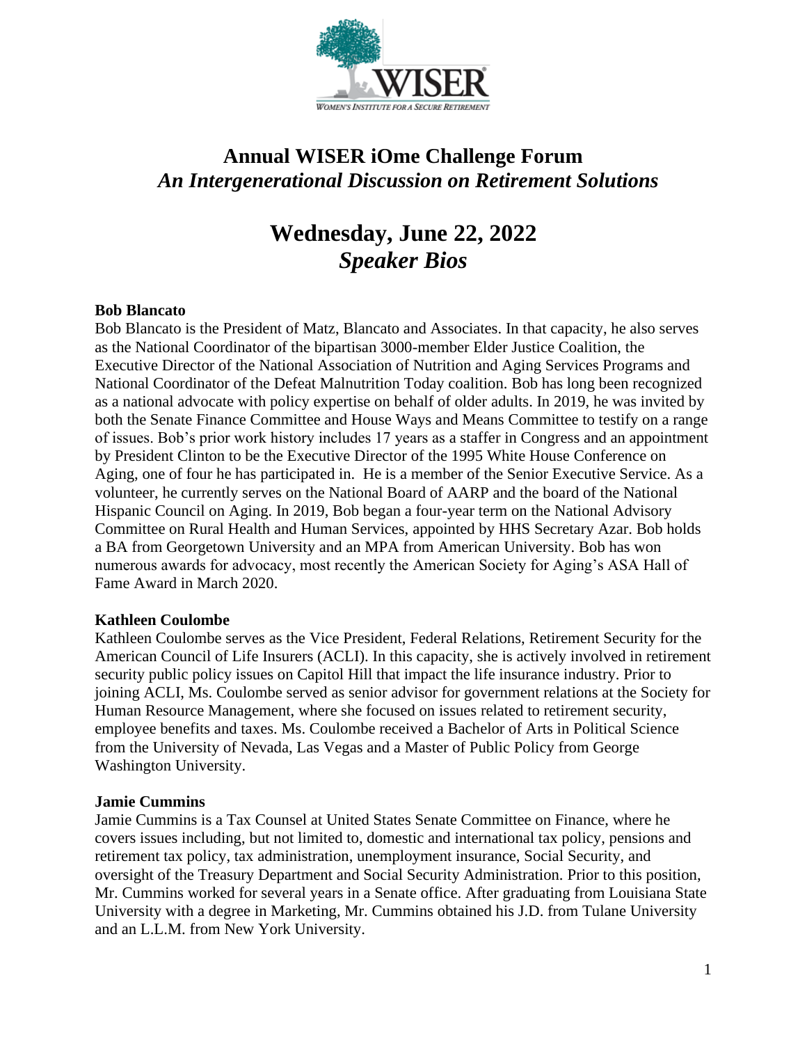# Annual WISER iOme Challenge Forum

## *An Intergenerational Discussion on Retirement Solutions*

## Wednesday, June 22, 2022

## *Speaker Bios*

**Bob Blancato**

Bob Blancato is the President of Matz, Blancato and Associates. In that capacity, he also serves as the National Coordinator of the bipartisan 3000-member Elder Justice Coalition, the Executive Director of the National Association of Nutrition and Aging Services Programs and National Coordinator of the Defeat Malnutrition Today coalition. Bob has long been recognized as a national advocate with policy expertise on behalf of older adults. In 2019, he was invited by both the Senate Finance Committee and House Ways and Means Committee to testify on a range of issues. Bob's prior work history includes 17 years as a staffer in Congress and an appointment by President Clinton to be the Executive Director of the 1995 White House Conference on Aging, one of four he has participated in. He is a member of the Senior Executive Service. As a volunteer, he currently serves on the National Board of AARP and the board of the National Hispanic Council on Aging. In 2019, Bob began a four-year term on the National Advisory Committee on Rural Health and Human Services, appointed by HHS Secretary Azar. Bob holds a BA from Georgetown University and an MPA from American University. Bob has won numerous awards for advocacy, most recently the American Society for Aging's ASA Hall of Fame Award in March 2020.

**Kathleen Coulombe**

Kathleen Coulombe serves as the Vice President, Federal Relations, Retirement Security for the American Council of Life Insurers (ACLI). In this capacity, she is actively involved in retirement security public policy issues on Capitol Hill that impact the life insurance industry. Prior to joining ACLI, Ms. Coulombe served as senior advisor for government relations at the Society for Human Resource Management, where she focused on issues related to retirement security, employee benefits and taxes. Ms. Coulombe received a Bachelor of Arts in Political Science from the University of Nevada, Las Vegas and a Master of Public Policy from George Washington University.

**Jamie Cummins**

Jamie Cummins is a Tax Counsel at United States Senate Committee on Finance, where he covers issues including, but not limited to, domestic and international tax policy, pensions and retirement tax policy, tax administration, unemployment insurance, Social Security, and oversight of the Treasury Department and Social Security Administration. Prior to this position, Mr. Cummins worked for several years in a Senate office. After graduating from Louisiana State University with a degree in Marketing, Mr. Cummins obtained his J.D. from Tulane University and an L.L.M. from New York University.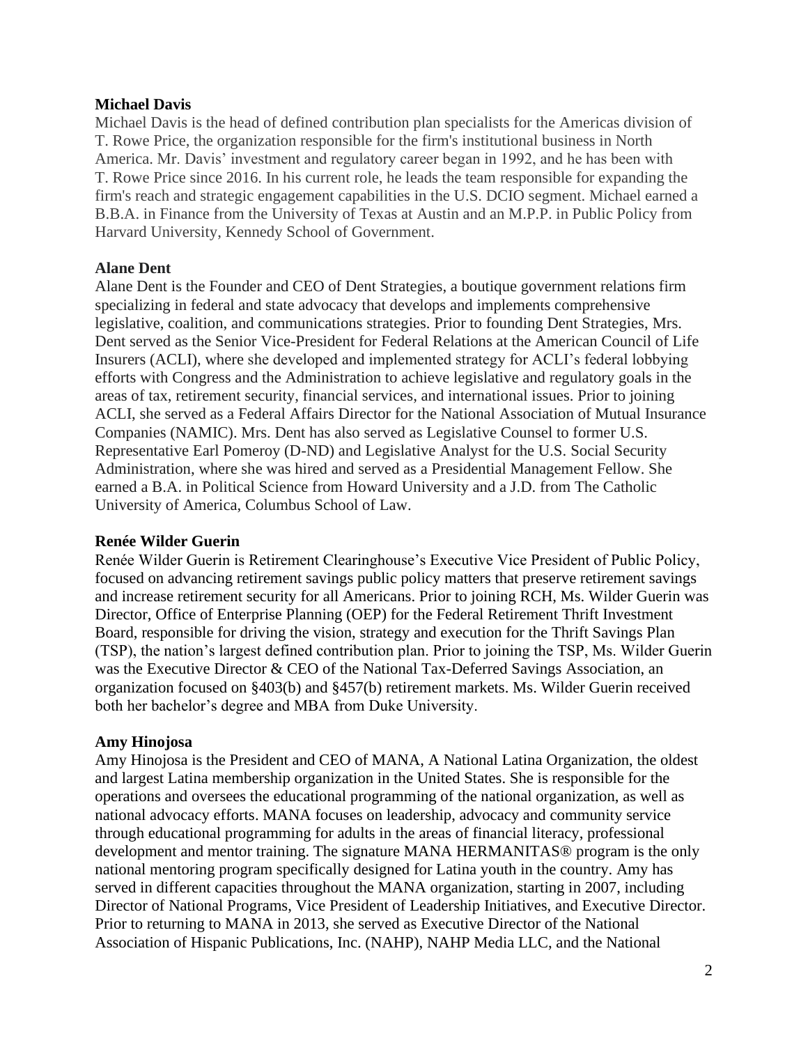**Michael Davis**

Michael Davis is the head of defined contribution plan specialists for the Americas division of T. Rowe Price, the organization responsible for the firm's institutional business in North America. Mr. Davis' investment and regulatory career began in 1992, and he has been with T. Rowe Price since 2016. In his current role, he leads the team responsible for expanding the firm's reach and strategic engagement capabilities in the U.S. DCIO segment. Michael earned a B.B.A. in Finance from the University of Texas at Austin and an M.P.P. in Public Policy from Harvard University, Kennedy School of Government.

**Alane Dent**

Alane Dent is the Founder and CEO of Dent Strategies, a boutique government relations firm specializing in federal and state advocacy that develops and implements comprehensive legislative, coalition, and communications strategies. Prior to founding Dent Strategies, Mrs. Dent served as the Senior Vice-President for Federal Relations at the American Council of Life Insurers (ACLI), where she developed and implemented strategy for ACLI's federal lobbying efforts with Congress and the Administration to achieve legislative and regulatory goals in the areas of tax, retirement security, financial services, and international issues. Prior to joining ACLI, she served as a Federal Affairs Director for the National Association of Mutual Insurance Companies (NAMIC). Mrs. Dent has also served as Legislative Counsel to former U.S. Representative Earl Pomeroy (D-ND) and Legislative Analyst for the U.S. Social Security Administration, where she was hired and served as a Presidential Management Fellow. She earned a B.A. in Political Science from Howard University and a J.D. from The Catholic University of America, Columbus School of Law.

**Renée Wilder Guerin**

Renée Wilder Guerin is Retirement Clearinghouse's Executive Vice President of Public Policy, focused on advancing retirement savings public policy matters that preserve retirement savings and increase retirement security for all Americans. Prior to joining RCH, Ms. Wilder Guerin was Director, Office of Enterprise Planning (OEP) for the Federal Retirement Thrift Investment Board, responsible for driving the vision, strategy and execution for the Thrift Savings Plan (TSP), the nation's largest defined contribution plan. Prior to joining the TSP, Ms. Wilder Guerin was the Executive Director & CEO of the National Tax-Deferred Savings Association, an organization focused on §403(b) and §457(b) retirement markets. Ms. Wilder Guerin received both her bachelor's degree and MBA from Duke University.

**Amy Hinojosa**

Amy Hinojosa is the President and CEO of MANA, A National Latina Organization, the oldest and largest Latina membership organization in the United States. She is responsible for the operations and oversees the educational programming of the national organization, as well as national advocacy efforts. MANA focuses on leadership, advocacy and community service through educational programming for adults in the areas of financial literacy, professional development and mentor training. The signature MANA HERMANITAS® program is the only national mentoring program specifically designed for Latina youth in the country. Amy has served in different capacities throughout the MANA organization, starting in 2007, including Director of National Programs, Vice President of Leadership Initiatives, and Executive Director. Prior to returning to MANA in 2013, she served as Executive Director of the National Association of Hispanic Publications, Inc. (NAHP), NAHP Media LLC, and the National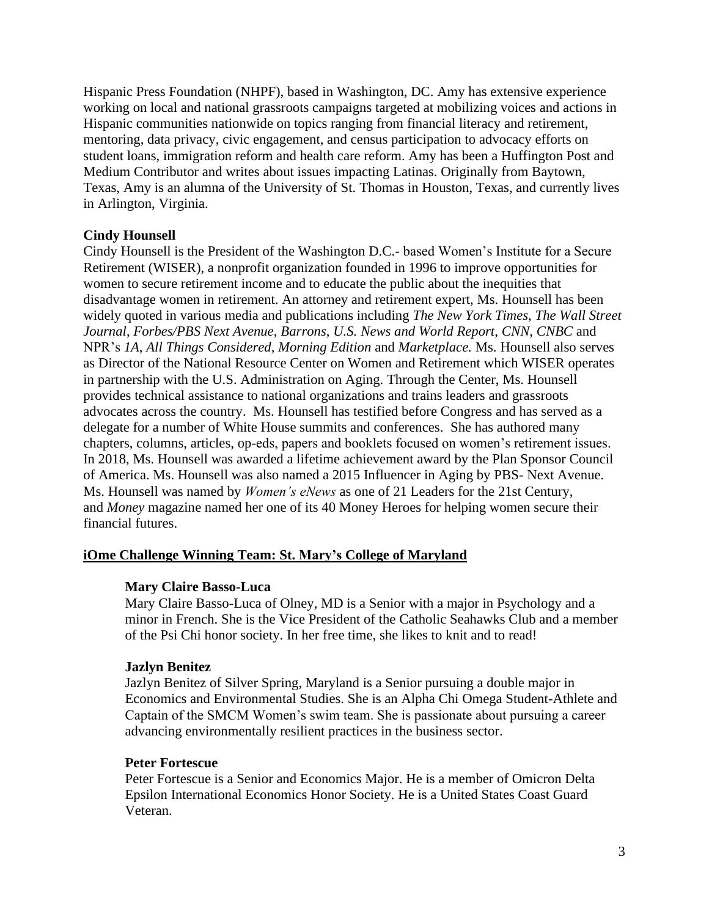Hispanic Press Foundation (NHPF), based in Washington, DC. Amy has extensive experience working on local and national grassroots campaigns targeted at mobilizing voices and actions in Hispanic communities nationwide on topics ranging from financial literacy and retirement, mentoring, data privacy, civic engagement, and census participation to advocacy efforts on student loans, immigration reform and health care reform. Amy has been a Huffington Post and Medium Contributor and writes about issues impacting Latinas. Originally from Baytown, Texas, Amy is an alumna of the University of St. Thomas in Houston, Texas, and currently lives in Arlington, Virginia.

**Cindy Hounsell**

Cindy Hounsell is the President of the Washington D.C.- based Women's Institute for a Secure Retirement (WISER), a nonprofit organization founded in 1996 to improve opportunities for women to secure retirement income and to educate the public about the inequities that disadvantage women in retirement. An attorney and retirement expert, Ms. Hounsell has been widely quoted in various media and publications including *The New York Times*, *The Wall Street Journal*, *Forbes/PBS Next Avenue*, *Barrons*, *U.S. News and World Report*, *CNN*, *CNBC* and NPR's *1A*, *All Things Considered, Morning Edition* and *Marketplace.* Ms. Hounsell also serves as Director of the National Resource Center on Women and Retirement which WISER operates in partnership with the U.S. Administration on Aging. Through the Center, Ms. Hounsell provides technical assistance to national organizations and trains leaders and grassroots advocates across the country. Ms. Hounsell has testified before Congress and has served as a delegate for a number of White House summits and conferences. She has authored many chapters, columns, articles, op-eds, papers and booklets focused on women's retirement issues. In 2018, Ms. Hounsell was awarded a lifetime achievement award by the Plan Sponsor Council of America. Ms. Hounsell was also named a 2015 Influencer in Aging by PBS- Next Avenue. Ms. Hounsell was named by *Women's eNews* as one of 21 Leaders for the 21st Century, and *Money* magazine named her one of its 40 Money Heroes for helping women secure their financial futures.

**iOme Challenge Winning Team: St. Mary's College of Maryland**

**Mary Claire Basso-Luca**

Mary Claire Basso-Luca of Olney, MD is a Senior with a major in Psychology and a minor in French. She is the Vice President of the Catholic Seahawks Club and a member of the Psi Chi honor society. In her free time, she likes to knit and to read!

**Jazlyn Benitez**

Jazlyn Benitez of Silver Spring, Maryland is a Senior pursuing a double major in Economics and Environmental Studies. She is an Alpha Chi Omega Student-Athlete and Captain of the SMCM Women's swim team. She is passionate about pursuing a career advancing environmentally resilient practices in the business sector.

**Peter Fortescue**

Peter Fortescue is a Senior and Economics Major. He is a member of Omicron Delta Epsilon International Economics Honor Society. He is a United States Coast Guard Veteran.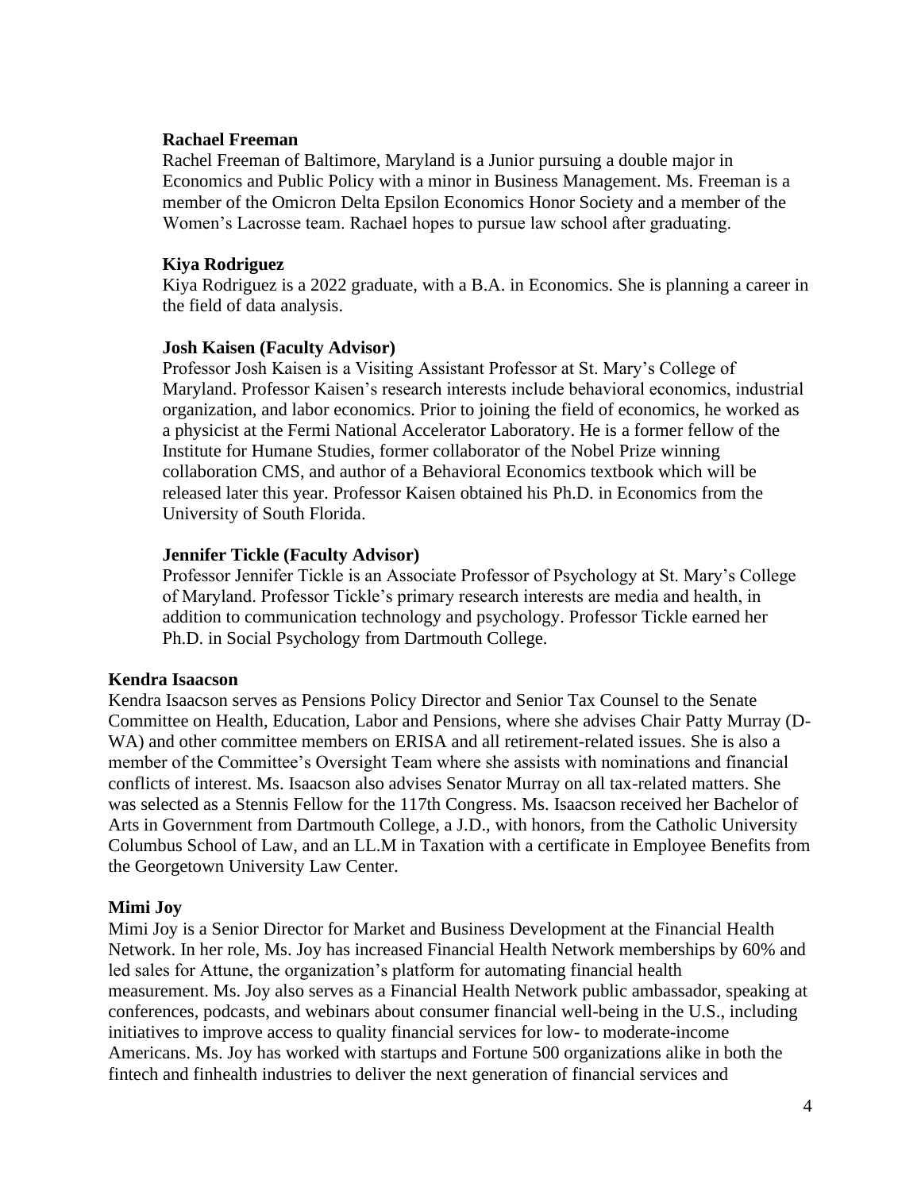**Rachael Freeman**

Rachel Freeman of Baltimore, Maryland is a Junior pursuing a double major in Economics and Public Policy with a minor in Business Management. Ms. Freeman is a member of the Omicron Delta Epsilon Economics Honor Society and a member of the Women's Lacrosse team. Rachael hopes to pursue law school after graduating.

**Kiya Rodriguez**

Kiya Rodriguez is a 2022 graduate, with a B.A. in Economics. She is planning a career in the field of data analysis.

**Josh Kaisen (Faculty Advisor)**

Professor Josh Kaisen is a Visiting Assistant Professor at St. Mary's College of Maryland. Professor Kaisen's research interests include behavioral economics, industrial organization, and labor economics. Prior to joining the field of economics, he worked as a physicist at the Fermi National Accelerator Laboratory. He is a former fellow of the Institute for Humane Studies, former collaborator of the Nobel Prize winning collaboration CMS, and author of a Behavioral Economics textbook which will be released later this year. Professor Kaisen obtained his Ph.D. in Economics from the University of South Florida.

**Jennifer Tickle (Faculty Advisor)**

Professor Jennifer Tickle is an Associate Professor of Psychology at St. Mary's College of Maryland. Professor Tickle's primary research interests are media and health, in addition to communication technology and psychology. Professor Tickle earned her Ph.D. in Social Psychology from Dartmouth College.

**Kendra Isaacson**

Kendra Isaacson serves as Pensions Policy Director and Senior Tax Counsel to the Senate Committee on Health, Education, Labor and Pensions, where she advises Chair Patty Murray (D-WA) and other committee members on ERISA and all retirement-related issues. She is also a member of the Committee's Oversight Team where she assists with nominations and financial conflicts of interest. Ms. Isaacson also advises Senator Murray on all tax-related matters. She was selected as a Stennis Fellow for the 117th Congress. Ms. Isaacson received her Bachelor of Arts in Government from Dartmouth College, a J.D., with honors, from the Catholic University Columbus School of Law, and an LL.M in Taxation with a certificate in Employee Benefits from the Georgetown University Law Center.

**Mimi Joy**

Mimi Joy is a Senior Director for Market and Business Development at the Financial Health Network. In her role, Ms. Joy has increased Financial Health Network memberships by 60% and led sales for Attune, the organization's platform for automating financial health measurement. Ms. Joy also serves as a Financial Health Network public ambassador, speaking at conferences, podcasts, and webinars about consumer financial well-being in the U.S., including initiatives to improve access to quality financial services for low- to moderate-income Americans. Ms. Joy has worked with startups and Fortune 500 organizations alike in both the fintech and finhealth industries to deliver the next generation of financial services and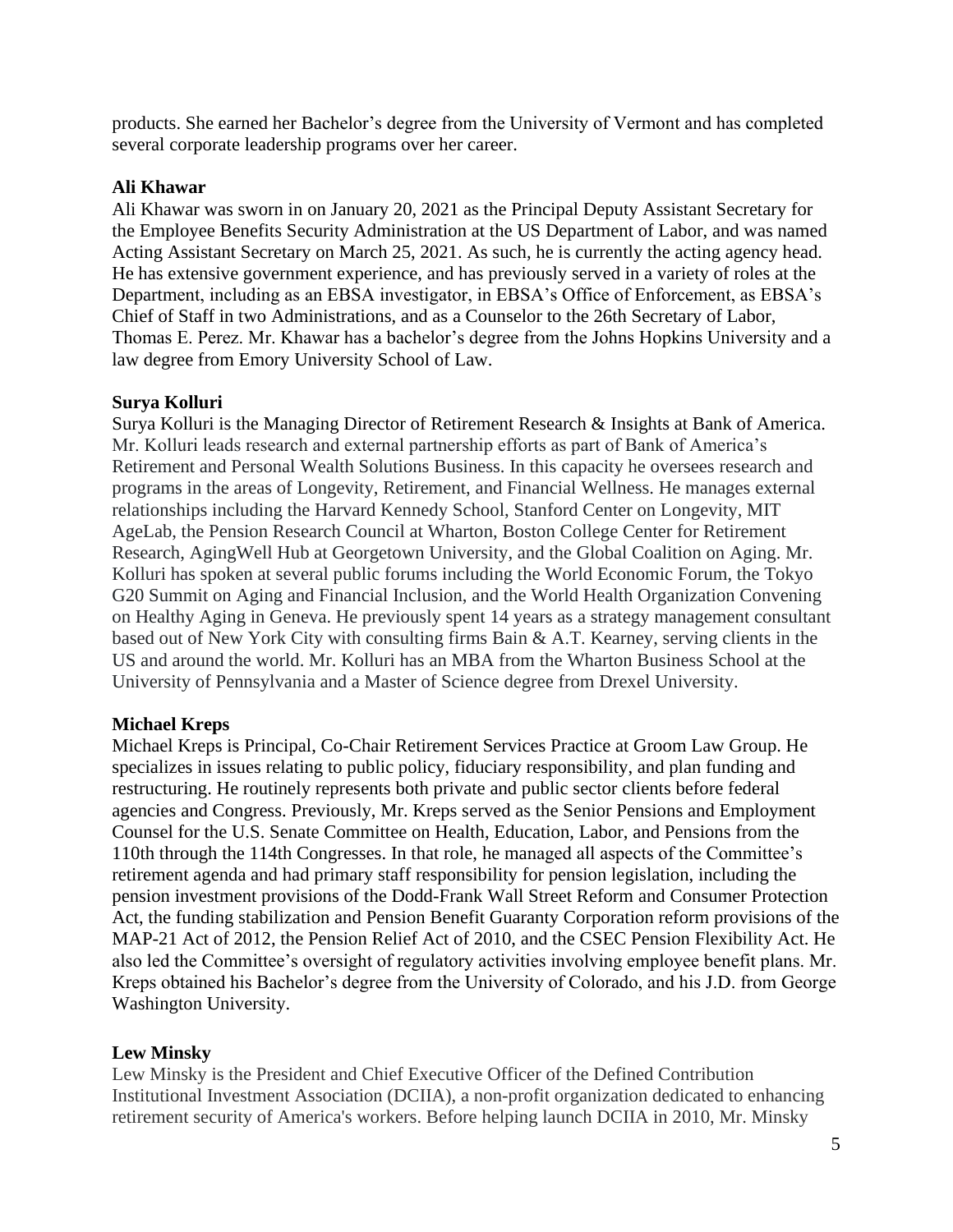products. She earned her Bachelor's degree from the University of Vermont and has completed several corporate leadership programs over her career.

**Ali Khawar**

Ali Khawar was sworn in on January 20, 2021 as the Principal Deputy Assistant Secretary for the Employee Benefits Security Administration at the US Department of Labor, and was named Acting Assistant Secretary on March 25, 2021. As such, he is currently the acting agency head. He has extensive government experience, and has previously served in a variety of roles at the Department, including as an EBSA investigator, in EBSA's Office of Enforcement, as EBSA's Chief of Staff in two Administrations, and as a Counselor to the 26th Secretary of Labor, Thomas E. Perez. Mr. Khawar has a bachelor's degree from the Johns Hopkins University and a law degree from Emory University School of Law.

**Surya Kolluri**

Surya Kolluri is the Managing Director of Retirement Research & Insights at Bank of America. Mr. Kolluri leads research and external partnership efforts as part of Bank of America's Retirement and Personal Wealth Solutions Business. In this capacity he oversees research and programs in the areas of Longevity, Retirement, and Financial Wellness. He manages external relationships including the Harvard Kennedy School, Stanford Center on Longevity, MIT AgeLab, the Pension Research Council at Wharton, Boston College Center for Retirement Research, AgingWell Hub at Georgetown University, and the Global Coalition on Aging. Mr. Kolluri has spoken at several public forums including the World Economic Forum, the Tokyo G20 Summit on Aging and Financial Inclusion, and the World Health Organization Convening on Healthy Aging in Geneva. He previously spent 14 years as a strategy management consultant based out of New York City with consulting firms Bain & A.T. Kearney, serving clients in the US and around the world. Mr. Kolluri has an MBA from the Wharton Business School at the University of Pennsylvania and a Master of Science degree from Drexel University.

**Michael Kreps**

Michael Kreps is Principal, Co-Chair Retirement Services Practice at Groom Law Group. He specializes in issues relating to public policy, fiduciary responsibility, and plan funding and restructuring. He routinely represents both private and public sector clients before federal agencies and Congress. Previously, Mr. Kreps served as the Senior Pensions and Employment Counsel for the U.S. Senate Committee on Health, Education, Labor, and Pensions from the 110th through the 114th Congresses. In that role, he managed all aspects of the Committee's retirement agenda and had primary staff responsibility for pension legislation, including the pension investment provisions of the Dodd-Frank Wall Street Reform and Consumer Protection Act, the funding stabilization and Pension Benefit Guaranty Corporation reform provisions of the MAP-21 Act of 2012, the Pension Relief Act of 2010, and the CSEC Pension Flexibility Act. He also led the Committee's oversight of regulatory activities involving employee benefit plans. Mr. Kreps obtained his Bachelor's degree from the University of Colorado, and his J.D. from George Washington University.

**Lew Minsky**

Lew Minsky is the President and Chief Executive Officer of the Defined Contribution Institutional Investment Association (DCIIA), a non-profit organization dedicated to enhancing retirement security of America's workers. Before helping launch DCIIA in 2010, Mr. Minsky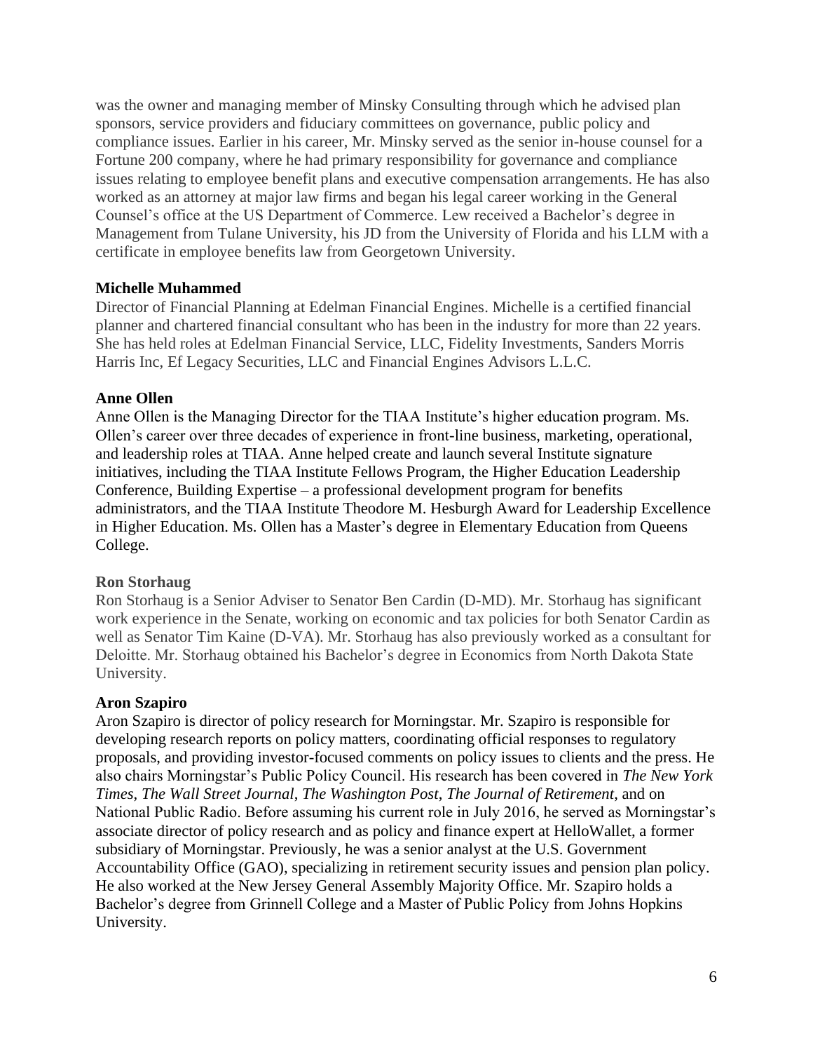was the owner and managing member of Minsky Consulting through which he advised plan sponsors, service providers and fiduciary committees on governance, public policy and compliance issues. Earlier in his career, Mr. Minsky served as the senior in-house counsel for a Fortune 200 company, where he had primary responsibility for governance and compliance issues relating to employee benefit plans and executive compensation arrangements. He has also worked as an attorney at major law firms and began his legal career working in the General Counsel's office at the US Department of Commerce. Lew received a Bachelor's degree in Management from Tulane University, his JD from the University of Florida and his LLM with a certificate in employee benefits law from Georgetown University.

**Michelle Muhammed**

Director of Financial Planning at Edelman Financial Engines. Michelle is a certified financial planner and chartered financial consultant who has been in the industry for more than 22 years. She has held roles at Edelman Financial Service, LLC, Fidelity Investments, Sanders Morris Harris Inc, Ef Legacy Securities, LLC and Financial Engines Advisors L.L.C.

**Anne Ollen**

Anne Ollen is the Managing Director for the TIAA Institute's higher education program. Ms. Ollen's career over three decades of experience in front-line business, marketing, operational, and leadership roles at TIAA. Anne helped create and launch several Institute signature initiatives, including the TIAA Institute Fellows Program, the Higher Education Leadership Conference, Building Expertise – a professional development program for benefits administrators, and the TIAA Institute Theodore M. Hesburgh Award for Leadership Excellence in Higher Education. Ms. Ollen has a Master's degree in Elementary Education from Queens College.

**Ron Storhaug**

Ron Storhaug is a Senior Adviser to Senator Ben Cardin (D-MD). Mr. Storhaug has significant work experience in the Senate, working on economic and tax policies for both Senator Cardin as well as Senator Tim Kaine (D-VA). Mr. Storhaug has also previously worked as a consultant for Deloitte. Mr. Storhaug obtained his Bachelor's degree in Economics from North Dakota State University.

**Aron Szapiro**

Aron Szapiro is director of policy research for Morningstar. Mr. Szapiro is responsible for developing research reports on policy matters, coordinating official responses to regulatory proposals, and providing investor-focused comments on policy issues to clients and the press. He also chairs Morningstar's Public Policy Council. His research has been covered in *The New York Times*, *The Wall Street Journal*, *The Washington Post*, *The Journal of Retirement*, and on National Public Radio. Before assuming his current role in July 2016, he served as Morningstar's associate director of policy research and as policy and finance expert at HelloWallet, a former subsidiary of Morningstar. Previously, he was a senior analyst at the U.S. Government Accountability Office (GAO), specializing in retirement security issues and pension plan policy. He also worked at the New Jersey General Assembly Majority Office. Mr. Szapiro holds a Bachelor's degree from Grinnell College and a Master of Public Policy from Johns Hopkins University.